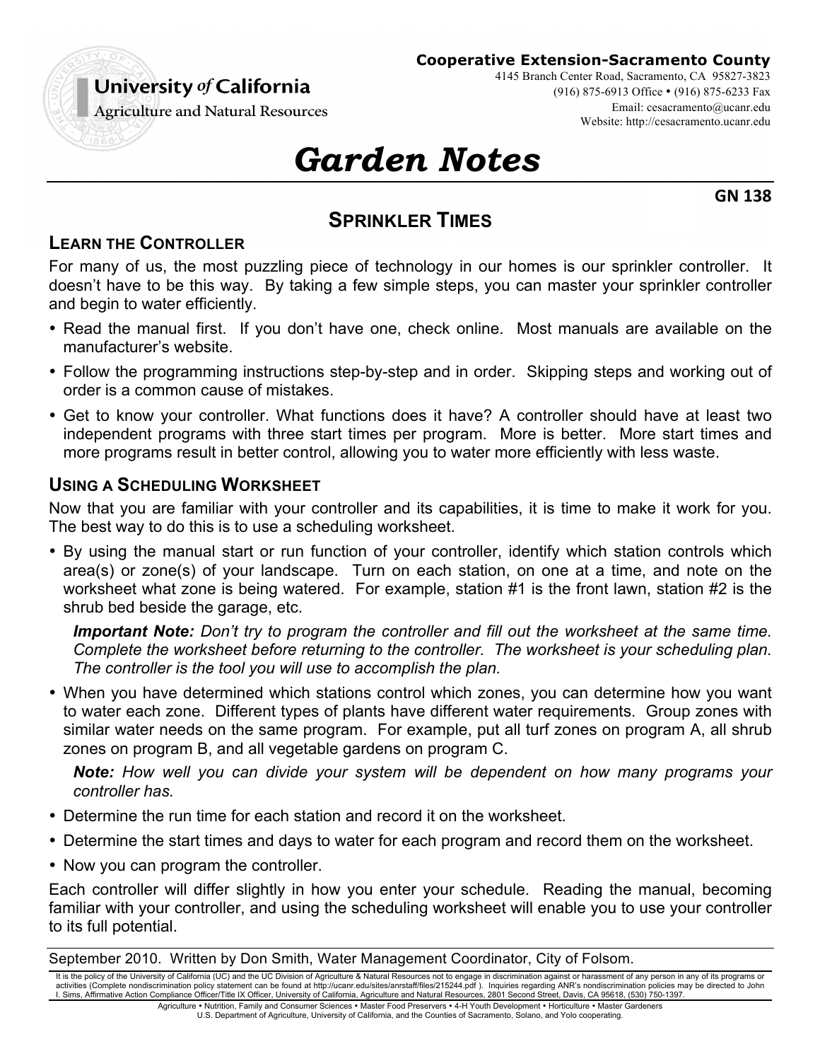University *of* California
Agriculture and Natural Resources

**Cooperative Extension-Sacramento County**
4145 Branch Center Road, Sacramento, CA 95827-3823
(916) 875-6913 Office • (916) 875-6233 Fax
Email: cesacramento@ucanr.edu
Website: http://cesacramento.ucanr.edu

# *Garden Notes*

**GN 138**

## Sprinkler Times

### Learn the Controller

For many of us, the most puzzling piece of technology in our homes is our sprinkler controller. It doesn't have to be this way. By taking a few simple steps, you can master your sprinkler controller and begin to water efficiently.

- Read the manual first. If you don't have one, check online. Most manuals are available on the manufacturer's website.
- Follow the programming instructions step-by-step and in order. Skipping steps and working out of order is a common cause of mistakes.
- Get to know your controller. What functions does it have? A controller should have at least two independent programs with three start times per program. More is better. More start times and more programs result in better control, allowing you to water more efficiently with less waste.

### Using a Scheduling Worksheet

Now that you are familiar with your controller and its capabilities, it is time to make it work for you. The best way to do this is to use a scheduling worksheet.

- By using the manual start or run function of your controller, identify which station controls which area(s) or zone(s) of your landscape. Turn on each station, on one at a time, and note on the worksheet what zone is being watered. For example, station #1 is the front lawn, station #2 is the shrub bed beside the garage, etc.

  ***Important Note:*** *Don't try to program the controller and fill out the worksheet at the same time. Complete the worksheet before returning to the controller. The worksheet is your scheduling plan. The controller is the tool you will use to accomplish the plan.*

- When you have determined which stations control which zones, you can determine how you want to water each zone. Different types of plants have different water requirements. Group zones with similar water needs on the same program. For example, put all turf zones on program A, all shrub zones on program B, and all vegetable gardens on program C.

  ***Note:*** *How well you can divide your system will be dependent on how many programs your controller has.*

- Determine the run time for each station and record it on the worksheet.
- Determine the start times and days to water for each program and record them on the worksheet.
- Now you can program the controller.

Each controller will differ slightly in how you enter your schedule. Reading the manual, becoming familiar with your controller, and using the scheduling worksheet will enable you to use your controller to its full potential.

September 2010. Written by Don Smith, Water Management Coordinator, City of Folsom.

It is the policy of the University of California (UC) and the UC Division of Agriculture & Natural Resources not to engage in discrimination against or harassment of any person in any of its programs or activities (Complete nondiscrimination policy statement can be found at http://ucanr.edu/sites/anrstaff/files/215244.pdf ). Inquiries regarding ANR's nondiscrimination policies may be directed to John I. Sims, Affirmative Action Compliance Officer/Title IX Officer, University of California, Agriculture and Natural Resources, 2801 Second Street, Davis, CA 95618, (530) 750-1397.

Agriculture • Nutrition, Family and Consumer Sciences • Master Food Preservers • 4-H Youth Development • Horticulture • Master Gardeners
U.S. Department of Agriculture, University of California, and the Counties of Sacramento, Solano, and Yolo cooperating.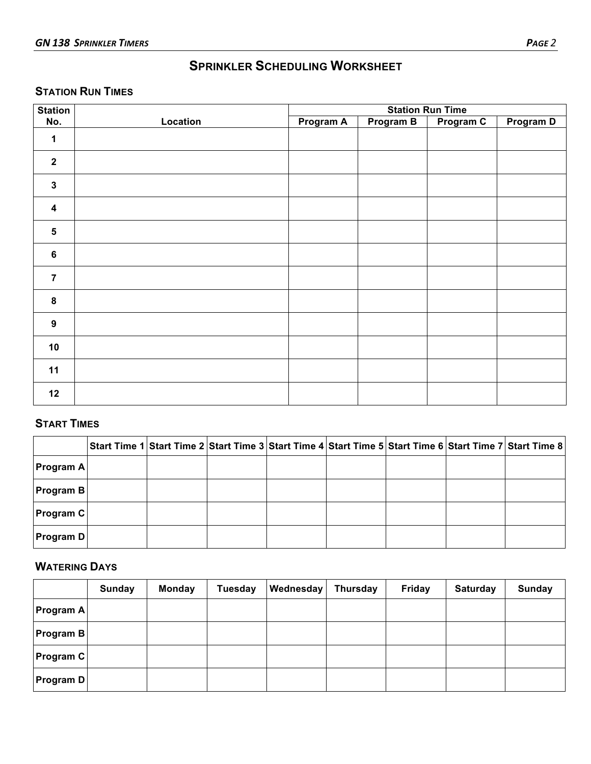## SPRINKLER SCHEDULING WORKSHEET

### STATION RUN TIMES

| Station No. | Location | Station Run Time | | | |
|---|---|---|---|---|---|
| | | Program A | Program B | Program C | Program D |
| 1 | | | | | |
| 2 | | | | | |
| 3 | | | | | |
| 4 | | | | | |
| 5 | | | | | |
| 6 | | | | | |
| 7 | | | | | |
| 8 | | | | | |
| 9 | | | | | |
| 10 | | | | | |
| 11 | | | | | |
| 12 | | | | | |

### START TIMES

| | Start Time 1 | Start Time 2 | Start Time 3 | Start Time 4 | Start Time 5 | Start Time 6 | Start Time 7 | Start Time 8 |
|---|---|---|---|---|---|---|---|---|
| Program A | | | | | | | | |
| Program B | | | | | | | | |
| Program C | | | | | | | | |
| Program D | | | | | | | | |

### WATERING DAYS

| | Sunday | Monday | Tuesday | Wednesday | Thursday | Friday | Saturday | Sunday |
|---|---|---|---|---|---|---|---|---|
| Program A | | | | | | | | |
| Program B | | | | | | | | |
| Program C | | | | | | | | |
| Program D | | | | | | | | |